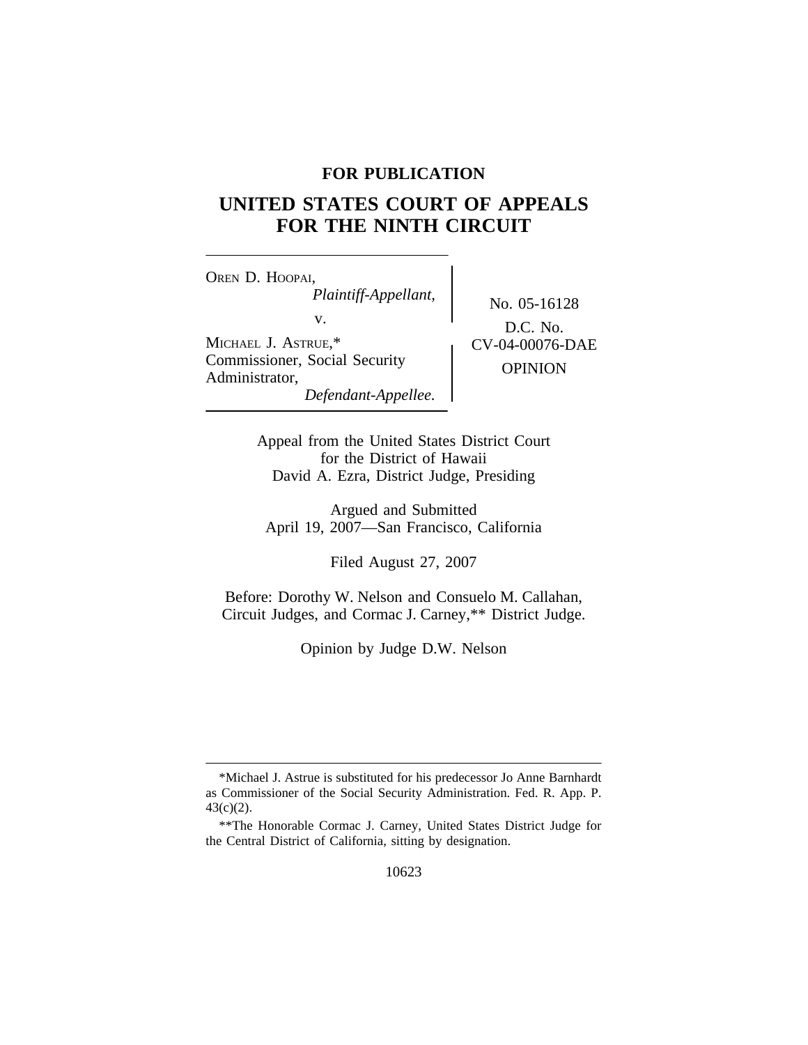**FOR PUBLICATION**

# UNITED STATES COURT OF APPEALS FOR THE NINTH CIRCUIT

OREN D. HOOPAI,
*Plaintiff-Appellant,*

v.

MICHAEL J. ASTRUE,*
Commissioner, Social Security Administrator,
*Defendant-Appellee.*

No. 05-16128

D.C. No. CV-04-00076-DAE

OPINION

Appeal from the United States District Court for the District of Hawaii
David A. Ezra, District Judge, Presiding

Argued and Submitted
April 19, 2007—San Francisco, California

Filed August 27, 2007

Before: Dorothy W. Nelson and Consuelo M. Callahan, Circuit Judges, and Cormac J. Carney,** District Judge.

Opinion by Judge D.W. Nelson

---

*Michael J. Astrue is substituted for his predecessor Jo Anne Barnhardt as Commissioner of the Social Security Administration. Fed. R. App. P. 43(c)(2).

**The Honorable Cormac J. Carney, United States District Judge for the Central District of California, sitting by designation.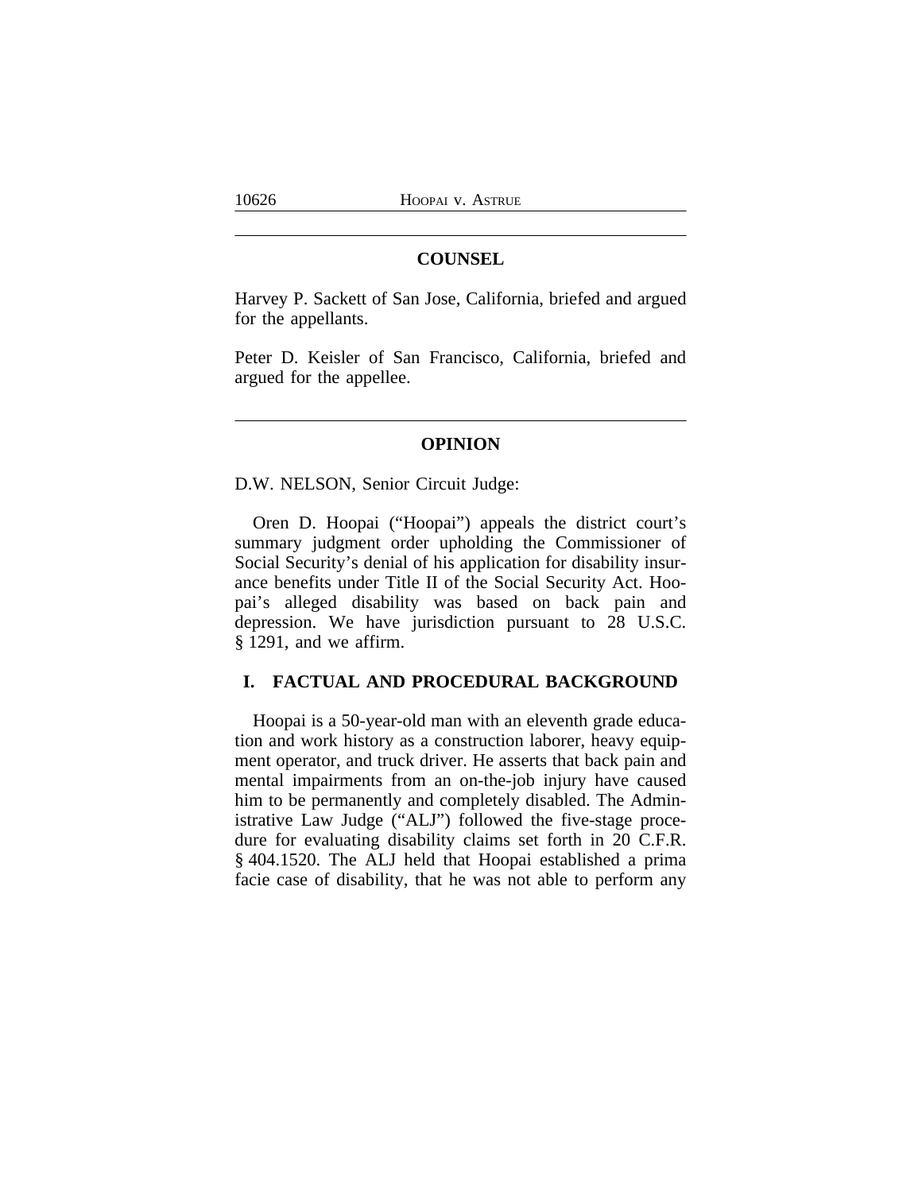## COUNSEL

Harvey P. Sackett of San Jose, California, briefed and argued for the appellants.

Peter D. Keisler of San Francisco, California, briefed and argued for the appellee.

## OPINION

D.W. NELSON, Senior Circuit Judge:

Oren D. Hoopai ("Hoopai") appeals the district court's summary judgment order upholding the Commissioner of Social Security's denial of his application for disability insurance benefits under Title II of the Social Security Act. Hoopai's alleged disability was based on back pain and depression. We have jurisdiction pursuant to 28 U.S.C. § 1291, and we affirm.

### I. FACTUAL AND PROCEDURAL BACKGROUND

Hoopai is a 50-year-old man with an eleventh grade education and work history as a construction laborer, heavy equipment operator, and truck driver. He asserts that back pain and mental impairments from an on-the-job injury have caused him to be permanently and completely disabled. The Administrative Law Judge ("ALJ") followed the five-stage procedure for evaluating disability claims set forth in 20 C.F.R. § 404.1520. The ALJ held that Hoopai established a prima facie case of disability, that he was not able to perform any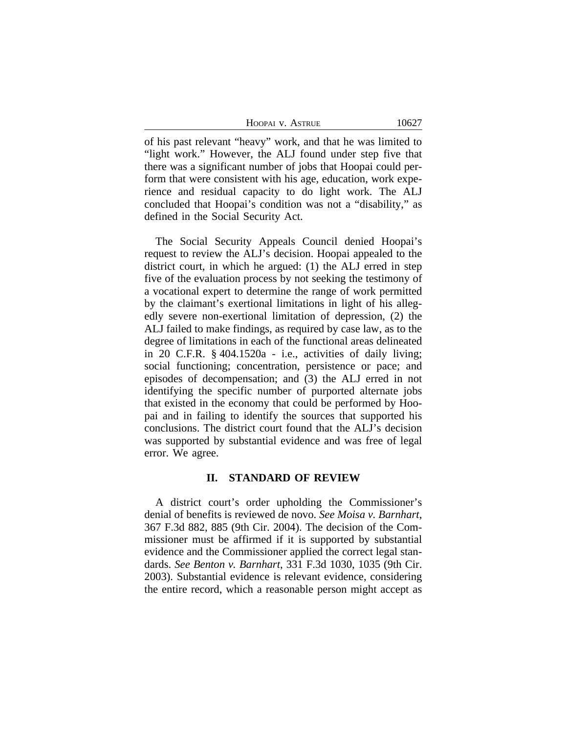of his past relevant "heavy" work, and that he was limited to "light work." However, the ALJ found under step five that there was a significant number of jobs that Hoopai could perform that were consistent with his age, education, work experience and residual capacity to do light work. The ALJ concluded that Hoopai's condition was not a "disability," as defined in the Social Security Act.

The Social Security Appeals Council denied Hoopai's request to review the ALJ's decision. Hoopai appealed to the district court, in which he argued: (1) the ALJ erred in step five of the evaluation process by not seeking the testimony of a vocational expert to determine the range of work permitted by the claimant's exertional limitations in light of his allegedly severe non-exertional limitation of depression, (2) the ALJ failed to make findings, as required by case law, as to the degree of limitations in each of the functional areas delineated in 20 C.F.R. § 404.1520a - i.e., activities of daily living; social functioning; concentration, persistence or pace; and episodes of decompensation; and (3) the ALJ erred in not identifying the specific number of purported alternate jobs that existed in the economy that could be performed by Hoopai and in failing to identify the sources that supported his conclusions. The district court found that the ALJ's decision was supported by substantial evidence and was free of legal error. We agree.

## II. STANDARD OF REVIEW

A district court's order upholding the Commissioner's denial of benefits is reviewed de novo. *See Moisa v. Barnhart*, 367 F.3d 882, 885 (9th Cir. 2004). The decision of the Commissioner must be affirmed if it is supported by substantial evidence and the Commissioner applied the correct legal standards. *See Benton v. Barnhart*, 331 F.3d 1030, 1035 (9th Cir. 2003). Substantial evidence is relevant evidence, considering the entire record, which a reasonable person might accept as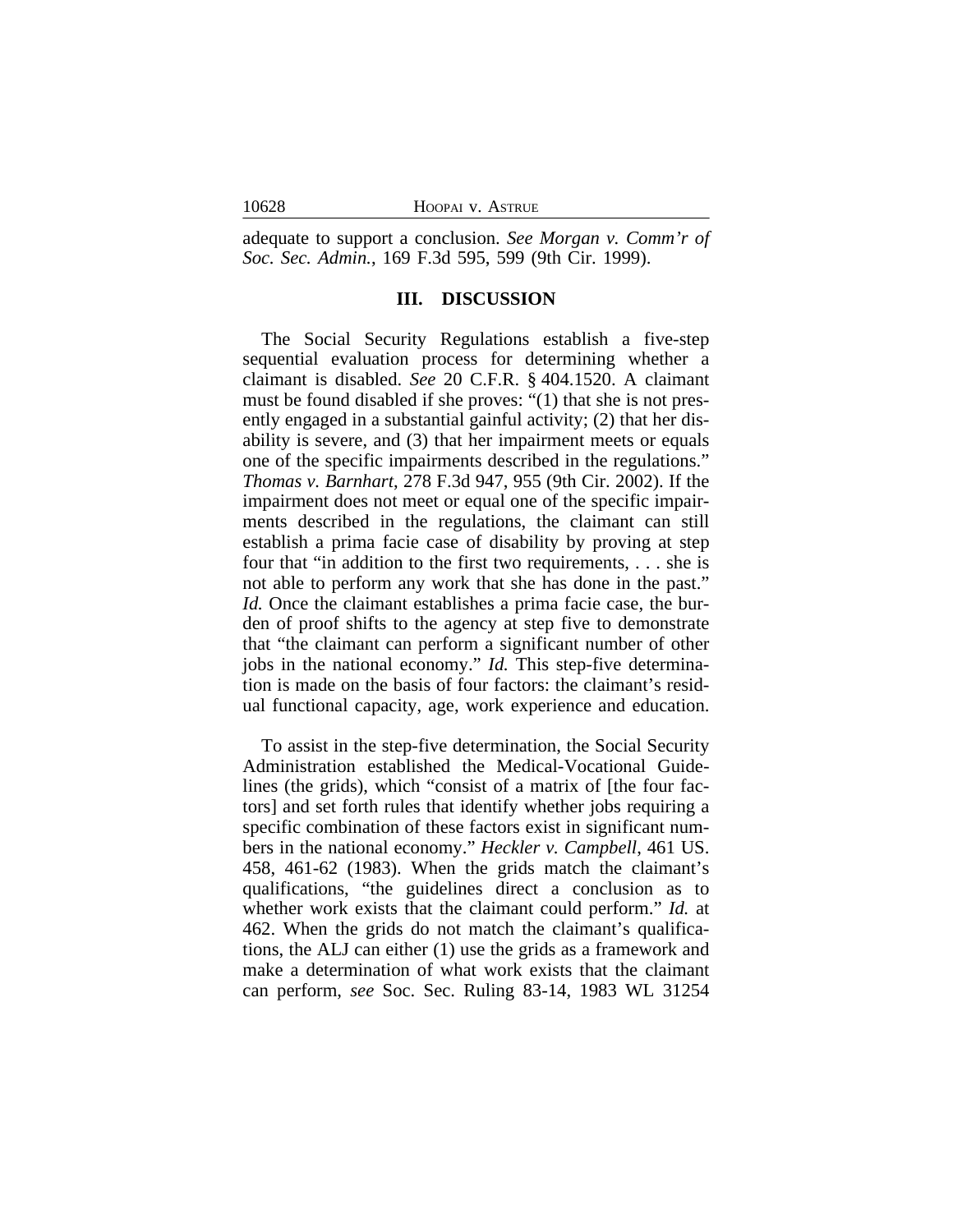adequate to support a conclusion. *See Morgan v. Comm'r of Soc. Sec. Admin.*, 169 F.3d 595, 599 (9th Cir. 1999).

## III. DISCUSSION

The Social Security Regulations establish a five-step sequential evaluation process for determining whether a claimant is disabled. *See* 20 C.F.R. § 404.1520. A claimant must be found disabled if she proves: "(1) that she is not presently engaged in a substantial gainful activity; (2) that her disability is severe, and (3) that her impairment meets or equals one of the specific impairments described in the regulations." *Thomas v. Barnhart*, 278 F.3d 947, 955 (9th Cir. 2002). If the impairment does not meet or equal one of the specific impairments described in the regulations, the claimant can still establish a prima facie case of disability by proving at step four that "in addition to the first two requirements, . . . she is not able to perform any work that she has done in the past." *Id.* Once the claimant establishes a prima facie case, the burden of proof shifts to the agency at step five to demonstrate that "the claimant can perform a significant number of other jobs in the national economy." *Id.* This step-five determination is made on the basis of four factors: the claimant's residual functional capacity, age, work experience and education.

To assist in the step-five determination, the Social Security Administration established the Medical-Vocational Guidelines (the grids), which "consist of a matrix of [the four factors] and set forth rules that identify whether jobs requiring a specific combination of these factors exist in significant numbers in the national economy." *Heckler v. Campbell*, 461 US. 458, 461-62 (1983). When the grids match the claimant's qualifications, "the guidelines direct a conclusion as to whether work exists that the claimant could perform." *Id.* at 462. When the grids do not match the claimant's qualifications, the ALJ can either (1) use the grids as a framework and make a determination of what work exists that the claimant can perform, *see* Soc. Sec. Ruling 83-14, 1983 WL 31254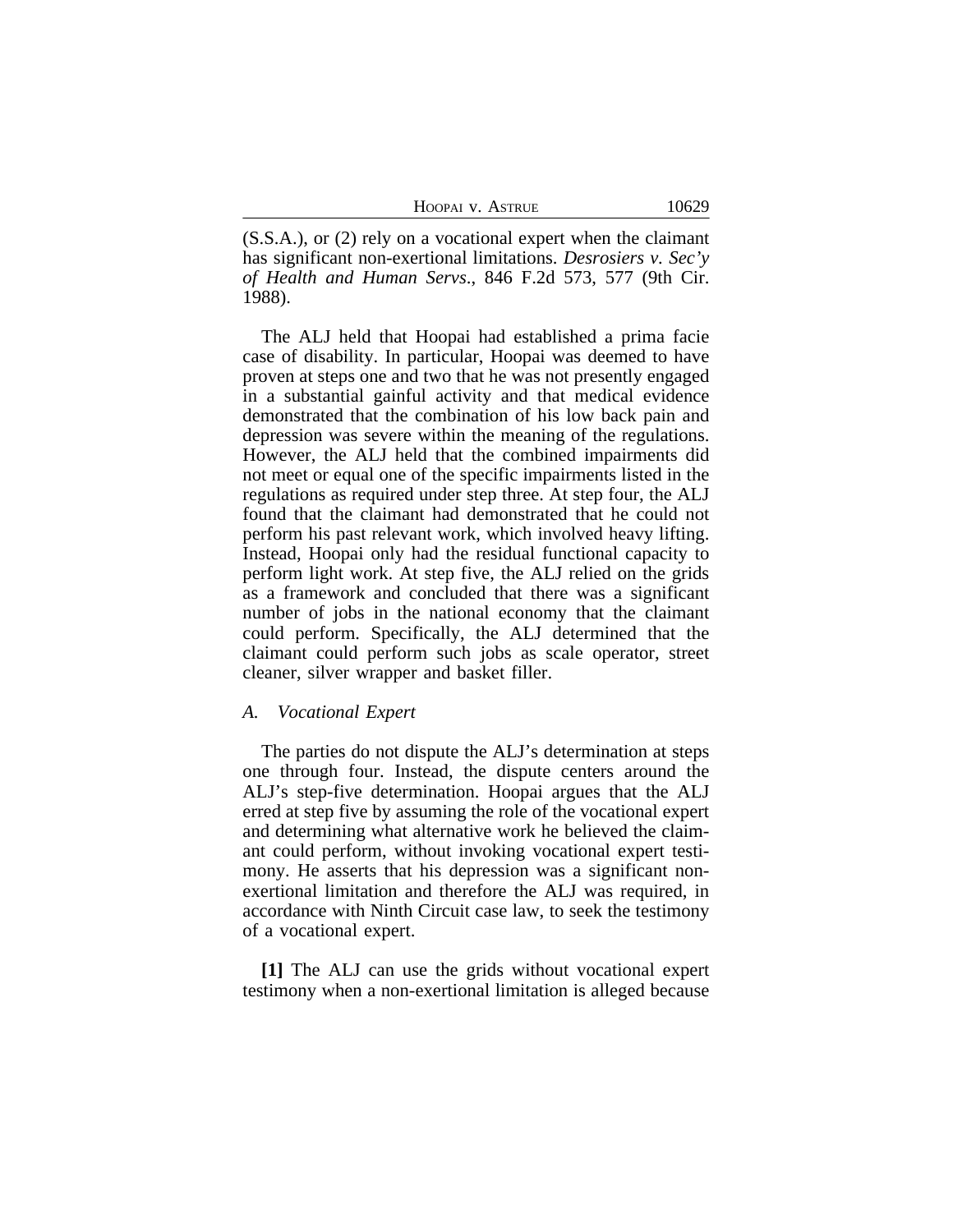(S.S.A.), or (2) rely on a vocational expert when the claimant has significant non-exertional limitations. *Desrosiers v. Sec'y of Health and Human Servs*., 846 F.2d 573, 577 (9th Cir. 1988).

The ALJ held that Hoopai had established a prima facie case of disability. In particular, Hoopai was deemed to have proven at steps one and two that he was not presently engaged in a substantial gainful activity and that medical evidence demonstrated that the combination of his low back pain and depression was severe within the meaning of the regulations. However, the ALJ held that the combined impairments did not meet or equal one of the specific impairments listed in the regulations as required under step three. At step four, the ALJ found that the claimant had demonstrated that he could not perform his past relevant work, which involved heavy lifting. Instead, Hoopai only had the residual functional capacity to perform light work. At step five, the ALJ relied on the grids as a framework and concluded that there was a significant number of jobs in the national economy that the claimant could perform. Specifically, the ALJ determined that the claimant could perform such jobs as scale operator, street cleaner, silver wrapper and basket filler.

### *A. Vocational Expert*

The parties do not dispute the ALJ's determination at steps one through four. Instead, the dispute centers around the ALJ's step-five determination. Hoopai argues that the ALJ erred at step five by assuming the role of the vocational expert and determining what alternative work he believed the claimant could perform, without invoking vocational expert testimony. He asserts that his depression was a significant non-exertional limitation and therefore the ALJ was required, in accordance with Ninth Circuit case law, to seek the testimony of a vocational expert.

**[1]** The ALJ can use the grids without vocational expert testimony when a non-exertional limitation is alleged because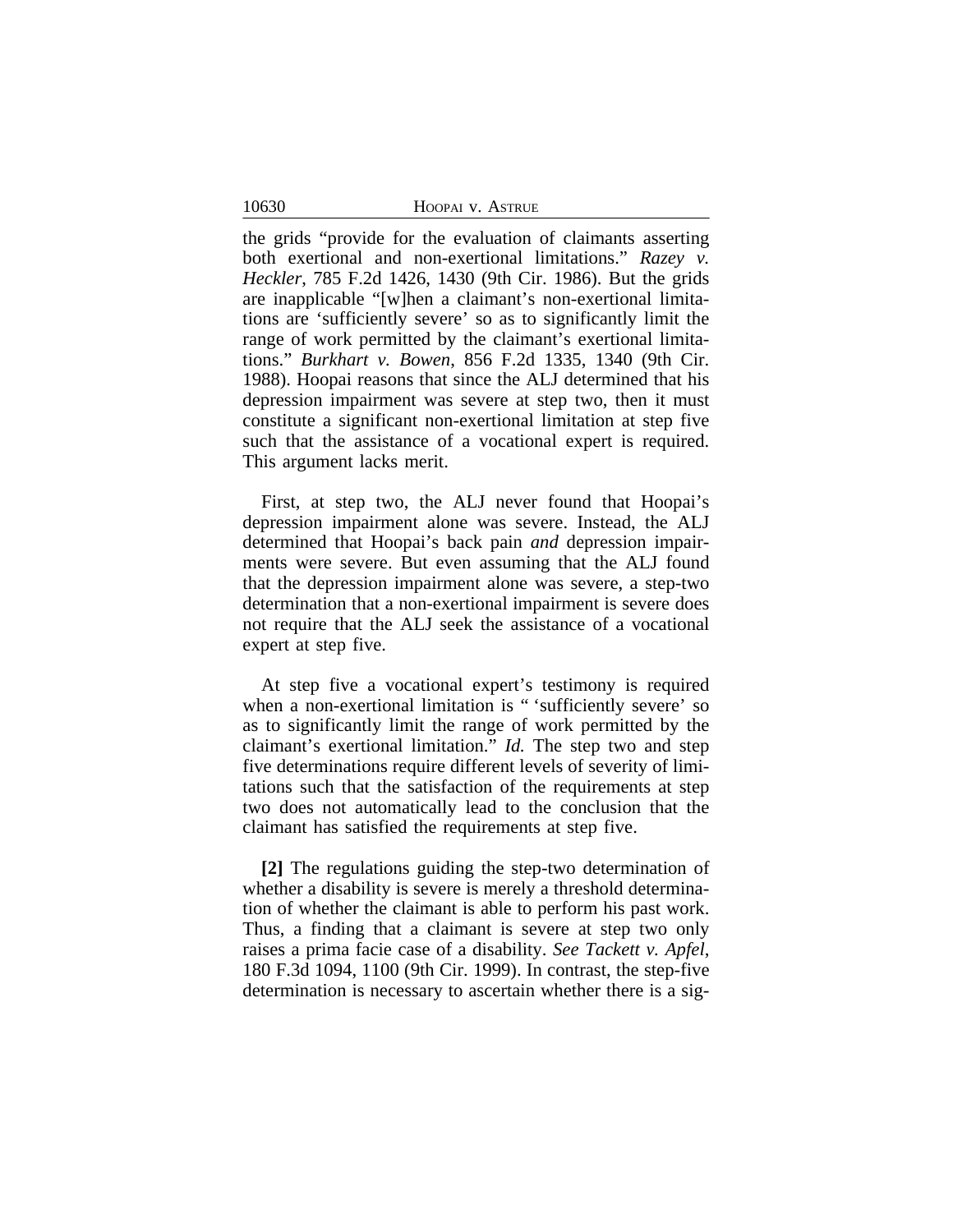the grids "provide for the evaluation of claimants asserting both exertional and non-exertional limitations." *Razey v. Heckler*, 785 F.2d 1426, 1430 (9th Cir. 1986). But the grids are inapplicable "[w]hen a claimant's non-exertional limitations are 'sufficiently severe' so as to significantly limit the range of work permitted by the claimant's exertional limitations." *Burkhart v. Bowen*, 856 F.2d 1335, 1340 (9th Cir. 1988). Hoopai reasons that since the ALJ determined that his depression impairment was severe at step two, then it must constitute a significant non-exertional limitation at step five such that the assistance of a vocational expert is required. This argument lacks merit.

First, at step two, the ALJ never found that Hoopai's depression impairment alone was severe. Instead, the ALJ determined that Hoopai's back pain *and* depression impairments were severe. But even assuming that the ALJ found that the depression impairment alone was severe, a step-two determination that a non-exertional impairment is severe does not require that the ALJ seek the assistance of a vocational expert at step five.

At step five a vocational expert's testimony is required when a non-exertional limitation is " 'sufficiently severe' so as to significantly limit the range of work permitted by the claimant's exertional limitation." *Id.* The step two and step five determinations require different levels of severity of limitations such that the satisfaction of the requirements at step two does not automatically lead to the conclusion that the claimant has satisfied the requirements at step five.

**[2]** The regulations guiding the step-two determination of whether a disability is severe is merely a threshold determination of whether the claimant is able to perform his past work. Thus, a finding that a claimant is severe at step two only raises a prima facie case of a disability. *See Tackett v. Apfel*, 180 F.3d 1094, 1100 (9th Cir. 1999). In contrast, the step-five determination is necessary to ascertain whether there is a sig-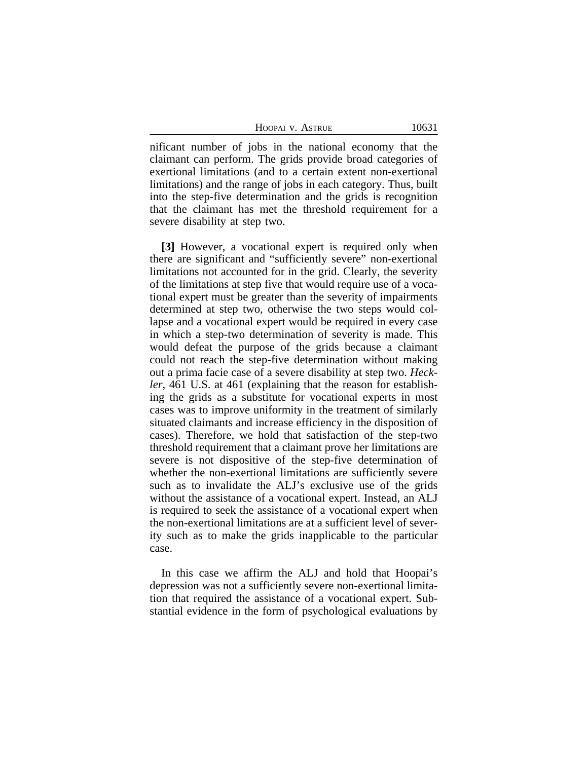nificant number of jobs in the national economy that the claimant can perform. The grids provide broad categories of exertional limitations (and to a certain extent non-exertional limitations) and the range of jobs in each category. Thus, built into the step-five determination and the grids is recognition that the claimant has met the threshold requirement for a severe disability at step two.

**[3]** However, a vocational expert is required only when there are significant and "sufficiently severe" non-exertional limitations not accounted for in the grid. Clearly, the severity of the limitations at step five that would require use of a vocational expert must be greater than the severity of impairments determined at step two, otherwise the two steps would collapse and a vocational expert would be required in every case in which a step-two determination of severity is made. This would defeat the purpose of the grids because a claimant could not reach the step-five determination without making out a prima facie case of a severe disability at step two. *Heckler*, 461 U.S. at 461 (explaining that the reason for establishing the grids as a substitute for vocational experts in most cases was to improve uniformity in the treatment of similarly situated claimants and increase efficiency in the disposition of cases). Therefore, we hold that satisfaction of the step-two threshold requirement that a claimant prove her limitations are severe is not dispositive of the step-five determination of whether the non-exertional limitations are sufficiently severe such as to invalidate the ALJ's exclusive use of the grids without the assistance of a vocational expert. Instead, an ALJ is required to seek the assistance of a vocational expert when the non-exertional limitations are at a sufficient level of severity such as to make the grids inapplicable to the particular case.

In this case we affirm the ALJ and hold that Hoopai's depression was not a sufficiently severe non-exertional limitation that required the assistance of a vocational expert. Substantial evidence in the form of psychological evaluations by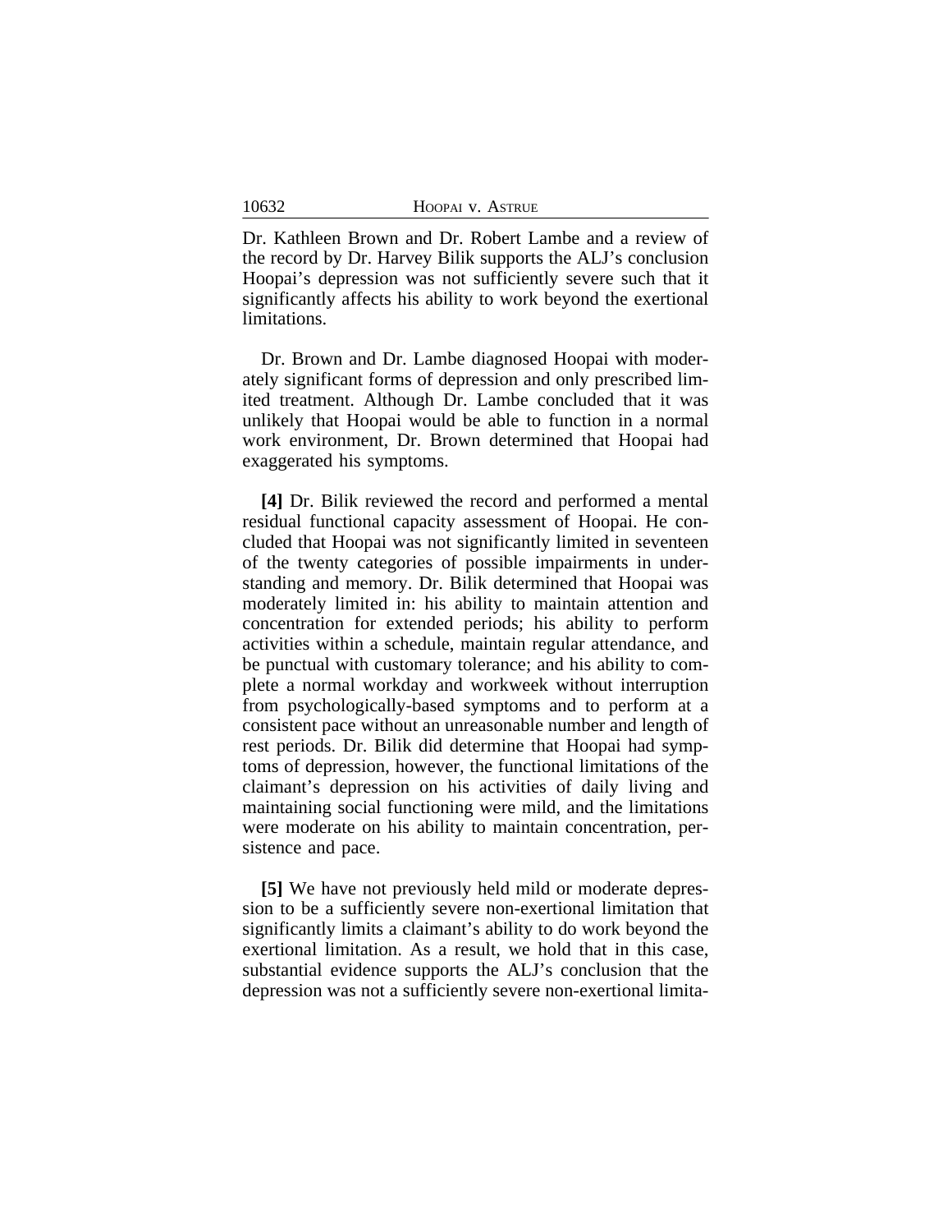Dr. Kathleen Brown and Dr. Robert Lambe and a review of the record by Dr. Harvey Bilik supports the ALJ's conclusion Hoopai's depression was not sufficiently severe such that it significantly affects his ability to work beyond the exertional limitations.

Dr. Brown and Dr. Lambe diagnosed Hoopai with moderately significant forms of depression and only prescribed limited treatment. Although Dr. Lambe concluded that it was unlikely that Hoopai would be able to function in a normal work environment, Dr. Brown determined that Hoopai had exaggerated his symptoms.

**[4]** Dr. Bilik reviewed the record and performed a mental residual functional capacity assessment of Hoopai. He concluded that Hoopai was not significantly limited in seventeen of the twenty categories of possible impairments in understanding and memory. Dr. Bilik determined that Hoopai was moderately limited in: his ability to maintain attention and concentration for extended periods; his ability to perform activities within a schedule, maintain regular attendance, and be punctual with customary tolerance; and his ability to complete a normal workday and workweek without interruption from psychologically-based symptoms and to perform at a consistent pace without an unreasonable number and length of rest periods. Dr. Bilik did determine that Hoopai had symptoms of depression, however, the functional limitations of the claimant's depression on his activities of daily living and maintaining social functioning were mild, and the limitations were moderate on his ability to maintain concentration, persistence and pace.

**[5]** We have not previously held mild or moderate depression to be a sufficiently severe non-exertional limitation that significantly limits a claimant's ability to do work beyond the exertional limitation. As a result, we hold that in this case, substantial evidence supports the ALJ's conclusion that the depression was not a sufficiently severe non-exertional limita-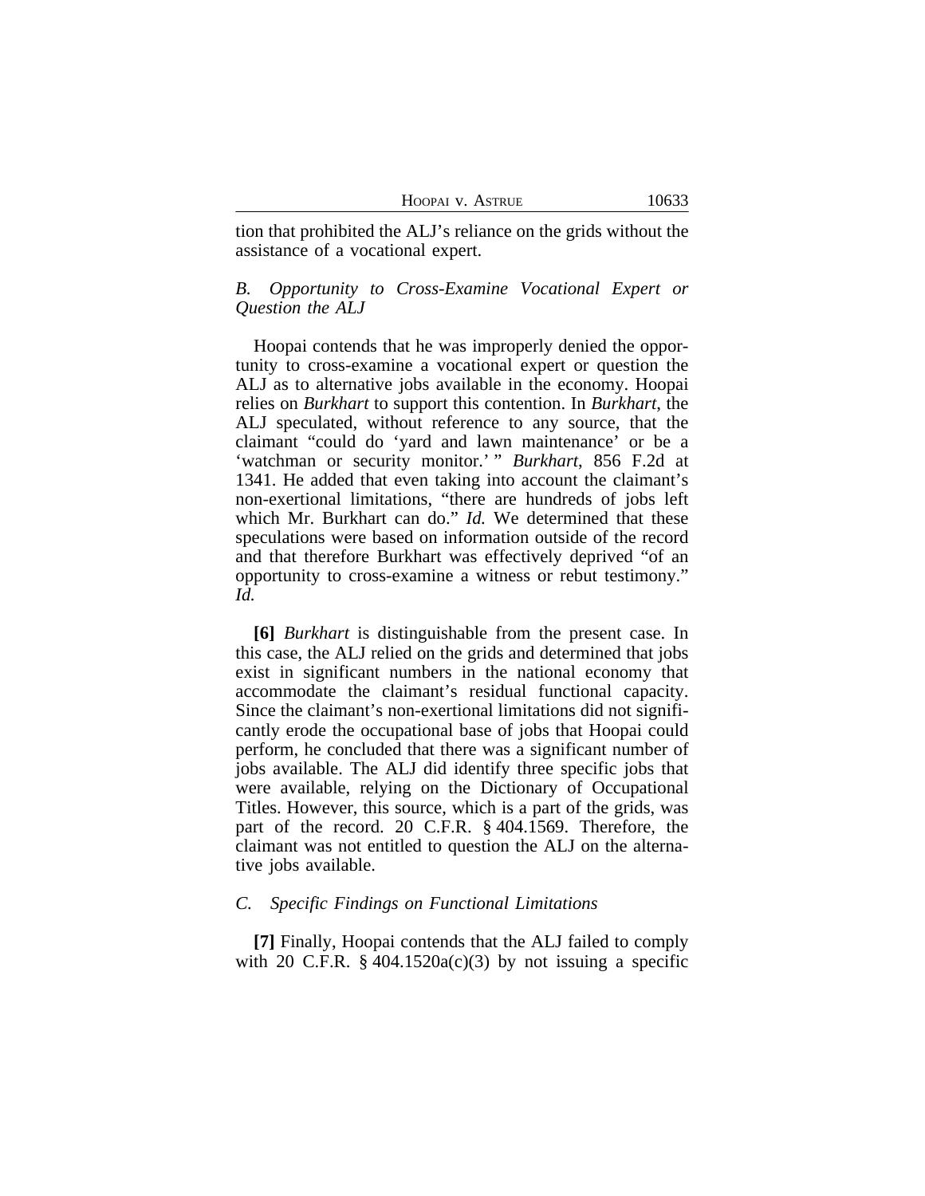tion that prohibited the ALJ's reliance on the grids without the assistance of a vocational expert.

### *B. Opportunity to Cross-Examine Vocational Expert or Question the ALJ*

Hoopai contends that he was improperly denied the opportunity to cross-examine a vocational expert or question the ALJ as to alternative jobs available in the economy. Hoopai relies on *Burkhart* to support this contention. In *Burkhart*, the ALJ speculated, without reference to any source, that the claimant "could do 'yard and lawn maintenance' or be a 'watchman or security monitor.' " *Burkhart*, 856 F.2d at 1341. He added that even taking into account the claimant's non-exertional limitations, "there are hundreds of jobs left which Mr. Burkhart can do." *Id.* We determined that these speculations were based on information outside of the record and that therefore Burkhart was effectively deprived "of an opportunity to cross-examine a witness or rebut testimony." *Id.*

**[6]** *Burkhart* is distinguishable from the present case. In this case, the ALJ relied on the grids and determined that jobs exist in significant numbers in the national economy that accommodate the claimant's residual functional capacity. Since the claimant's non-exertional limitations did not significantly erode the occupational base of jobs that Hoopai could perform, he concluded that there was a significant number of jobs available. The ALJ did identify three specific jobs that were available, relying on the Dictionary of Occupational Titles. However, this source, which is a part of the grids, was part of the record. 20 C.F.R. § 404.1569. Therefore, the claimant was not entitled to question the ALJ on the alternative jobs available.

### *C. Specific Findings on Functional Limitations*

**[7]** Finally, Hoopai contends that the ALJ failed to comply with 20 C.F.R. § 404.1520a(c)(3) by not issuing a specific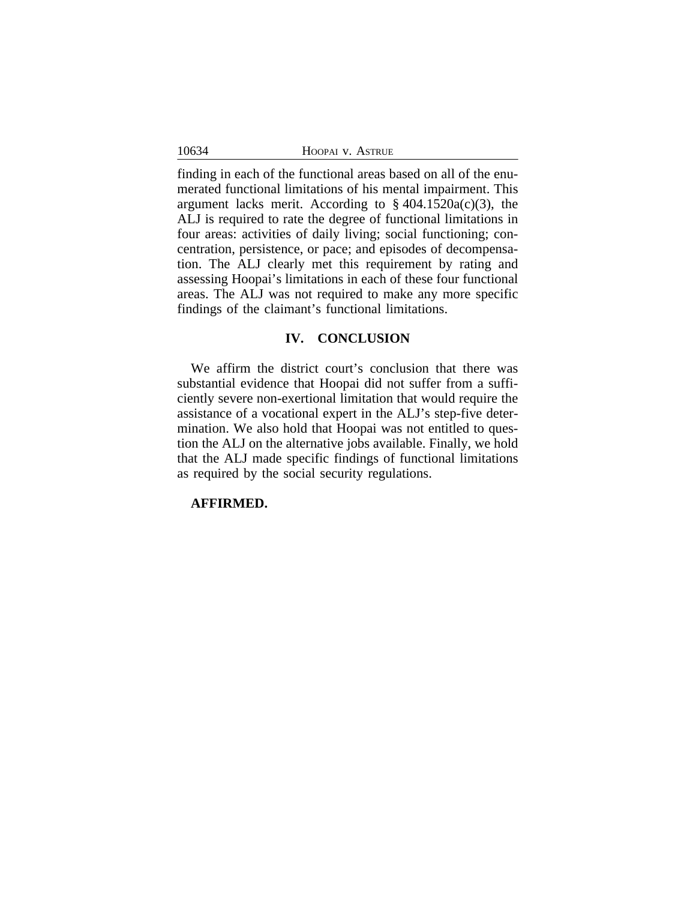finding in each of the functional areas based on all of the enumerated functional limitations of his mental impairment. This argument lacks merit. According to § 404.1520a(c)(3), the ALJ is required to rate the degree of functional limitations in four areas: activities of daily living; social functioning; concentration, persistence, or pace; and episodes of decompensation. The ALJ clearly met this requirement by rating and assessing Hoopai's limitations in each of these four functional areas. The ALJ was not required to make any more specific findings of the claimant's functional limitations.

## IV. CONCLUSION

We affirm the district court's conclusion that there was substantial evidence that Hoopai did not suffer from a sufficiently severe non-exertional limitation that would require the assistance of a vocational expert in the ALJ's step-five determination. We also hold that Hoopai was not entitled to question the ALJ on the alternative jobs available. Finally, we hold that the ALJ made specific findings of functional limitations as required by the social security regulations.

**AFFIRMED.**